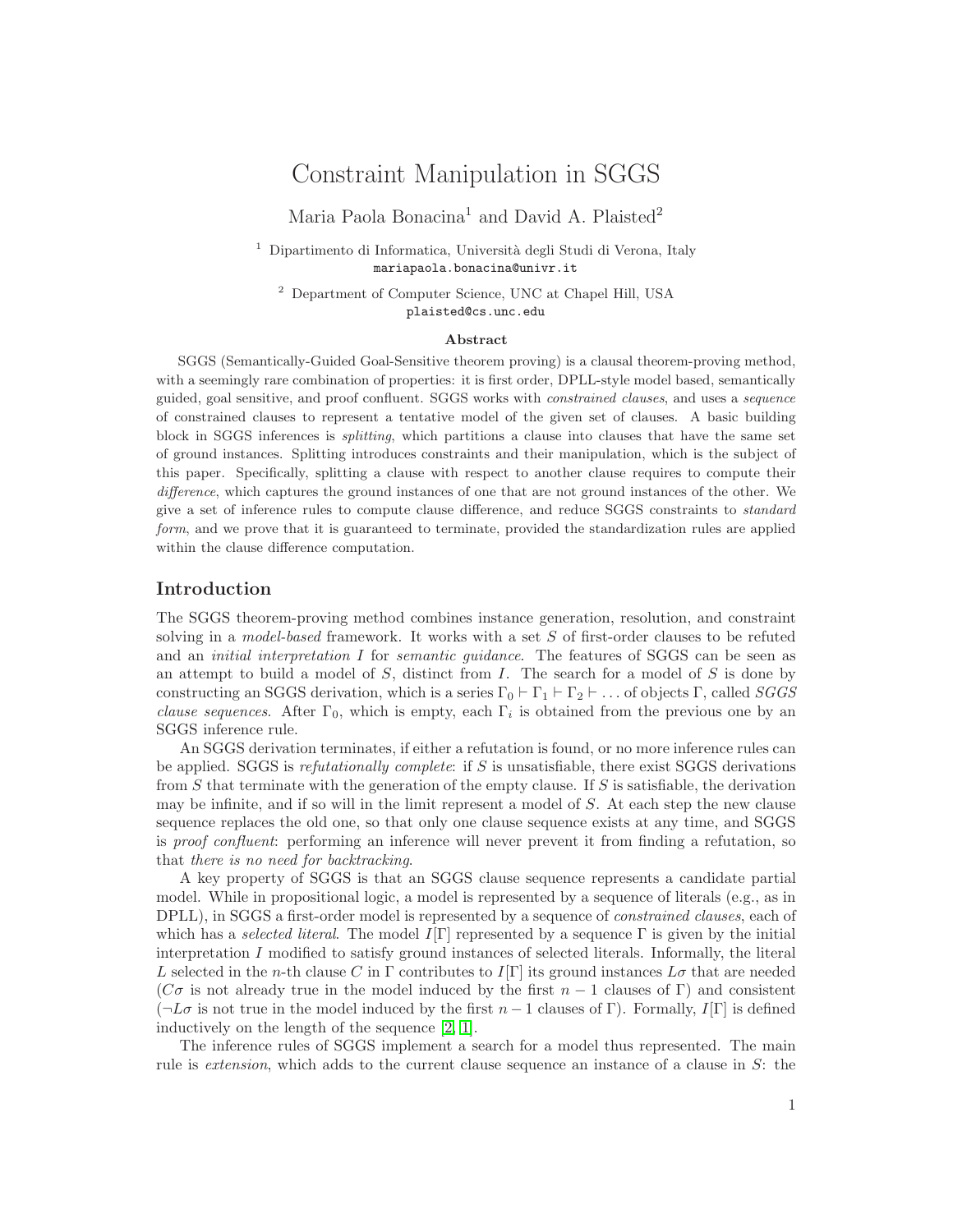# Constraint Manipulation in SGGS

Maria Paola Bonacina[1] and David A. Plaisted[2]

[1] Dipartimento di Informatica, Università degli Studi di Verona, Italy
mariapaola.bonacina@univr.it

[2] Department of Computer Science, UNC at Chapel Hill, USA
plaisted@cs.unc.edu

### Abstract

SGGS (Semantically-Guided Goal-Sensitive theorem proving) is a clausal theorem-proving method, with a seemingly rare combination of properties: it is first order, DPLL-style model based, semantically guided, goal sensitive, and proof confluent. SGGS works with *constrained clauses*, and uses a *sequence* of constrained clauses to represent a tentative model of the given set of clauses. A basic building block in SGGS inferences is *splitting*, which partitions a clause into clauses that have the same set of ground instances. Splitting introduces constraints and their manipulation, which is the subject of this paper. Specifically, splitting a clause with respect to another clause requires to compute their *difference*, which captures the ground instances of one that are not ground instances of the other. We give a set of inference rules to compute clause difference, and reduce SGGS constraints to *standard form*, and we prove that it is guaranteed to terminate, provided the standardization rules are applied within the clause difference computation.

## Introduction

The SGGS theorem-proving method combines instance generation, resolution, and constraint solving in a *model-based* framework. It works with a set $S$ of first-order clauses to be refuted and an *initial interpretation* $I$ for *semantic guidance*. The features of SGGS can be seen as an attempt to build a model of $S$, distinct from $I$. The search for a model of $S$ is done by constructing an SGGS derivation, which is a series $\Gamma_0 \vdash \Gamma_1 \vdash \Gamma_2 \vdash \ldots$ of objects $\Gamma$, called *SGGS clause sequences*. After $\Gamma_0$, which is empty, each $\Gamma_i$ is obtained from the previous one by an SGGS inference rule.

An SGGS derivation terminates, if either a refutation is found, or no more inference rules can be applied. SGGS is *refutationally complete*: if $S$ is unsatisfiable, there exist SGGS derivations from $S$ that terminate with the generation of the empty clause. If $S$ is satisfiable, the derivation may be infinite, and if so will in the limit represent a model of $S$. At each step the new clause sequence replaces the old one, so that only one clause sequence exists at any time, and SGGS is *proof confluent*: performing an inference will never prevent it from finding a refutation, so that *there is no need for backtracking*.

A key property of SGGS is that an SGGS clause sequence represents a candidate partial model. While in propositional logic, a model is represented by a sequence of literals (e.g., as in DPLL), in SGGS a first-order model is represented by a sequence of *constrained clauses*, each of which has a *selected literal*. The model $I[\Gamma]$ represented by a sequence $\Gamma$ is given by the initial interpretation $I$ modified to satisfy ground instances of selected literals. Informally, the literal $L$ selected in the $n$-th clause $C$ in $\Gamma$ contributes to $I[\Gamma]$ its ground instances $L\sigma$ that are needed ($C\sigma$ is not already true in the model induced by the first $n-1$ clauses of $\Gamma$) and consistent ($\neg L\sigma$ is not true in the model induced by the first $n-1$ clauses of $\Gamma$). Formally, $I[\Gamma]$ is defined inductively on the length of the sequence [2, 1].

The inference rules of SGGS implement a search for a model thus represented. The main rule is *extension*, which adds to the current clause sequence an instance of a clause in $S$: the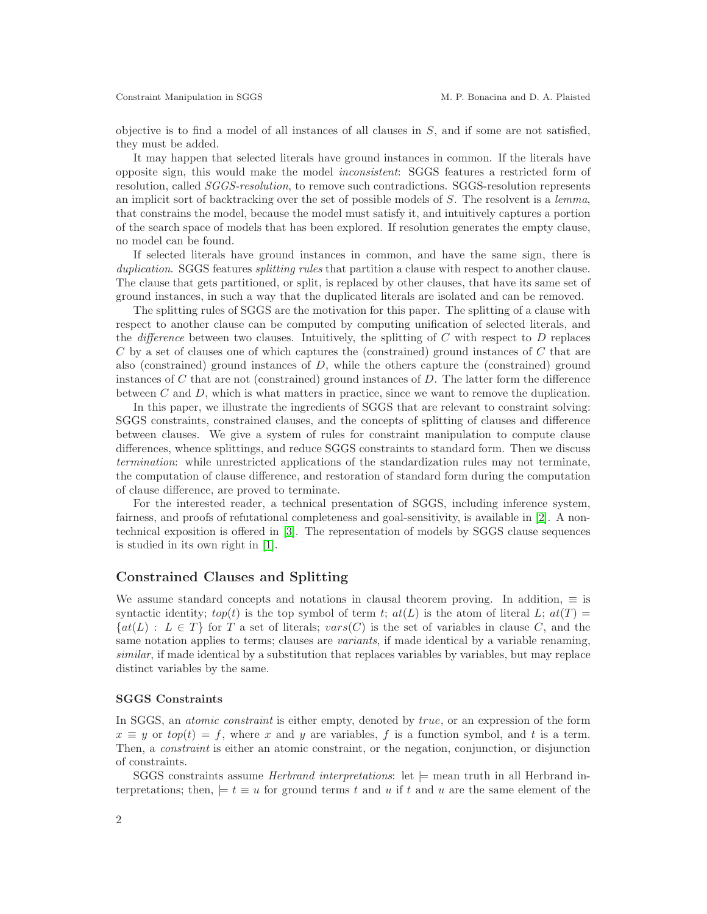objective is to find a model of all instances of all clauses in $S$, and if some are not satisfied, they must be added.

It may happen that selected literals have ground instances in common. If the literals have opposite sign, this would make the model *inconsistent*: SGGS features a restricted form of resolution, called *SGGS-resolution*, to remove such contradictions. SGGS-resolution represents an implicit sort of backtracking over the set of possible models of $S$. The resolvent is a *lemma*, that constrains the model, because the model must satisfy it, and intuitively captures a portion of the search space of models that has been explored. If resolution generates the empty clause, no model can be found.

If selected literals have ground instances in common, and have the same sign, there is *duplication*. SGGS features *splitting rules* that partition a clause with respect to another clause. The clause that gets partitioned, or split, is replaced by other clauses, that have its same set of ground instances, in such a way that the duplicated literals are isolated and can be removed.

The splitting rules of SGGS are the motivation for this paper. The splitting of a clause with respect to another clause can be computed by computing unification of selected literals, and the *difference* between two clauses. Intuitively, the splitting of $C$ with respect to $D$ replaces $C$ by a set of clauses one of which captures the (constrained) ground instances of $C$ that are also (constrained) ground instances of $D$, while the others capture the (constrained) ground instances of $C$ that are not (constrained) ground instances of $D$. The latter form the difference between $C$ and $D$, which is what matters in practice, since we want to remove the duplication.

In this paper, we illustrate the ingredients of SGGS that are relevant to constraint solving: SGGS constraints, constrained clauses, and the concepts of splitting of clauses and difference between clauses. We give a system of rules for constraint manipulation to compute clause differences, whence splittings, and reduce SGGS constraints to standard form. Then we discuss *termination*: while unrestricted applications of the standardization rules may not terminate, the computation of clause difference, and restoration of standard form during the computation of clause difference, are proved to terminate.

For the interested reader, a technical presentation of SGGS, including inference system, fairness, and proofs of refutational completeness and goal-sensitivity, is available in [2]. A non-technical exposition is offered in [3]. The representation of models by SGGS clause sequences is studied in its own right in [1].

## Constrained Clauses and Splitting

We assume standard concepts and notations in clausal theorem proving. In addition, $\equiv$ is syntactic identity; $top(t)$ is the top symbol of term $t$; $at(L)$ is the atom of literal $L$; $at(T) = \{at(L) : L \in T\}$ for $T$ a set of literals; $vars(C)$ is the set of variables in clause $C$, and the same notation applies to terms; clauses are *variants*, if made identical by a variable renaming, *similar*, if made identical by a substitution that replaces variables by variables, but may replace distinct variables by the same.

### SGGS Constraints

In SGGS, an *atomic constraint* is either empty, denoted by *true*, or an expression of the form $x \equiv y$ or $top(t) = f$, where $x$ and $y$ are variables, $f$ is a function symbol, and $t$ is a term. Then, a *constraint* is either an atomic constraint, or the negation, conjunction, or disjunction of constraints.

SGGS constraints assume *Herbrand interpretations*: let $\models$ mean truth in all Herbrand interpretations; then, $\models t \equiv u$ for ground terms $t$ and $u$ if $t$ and $u$ are the same element of the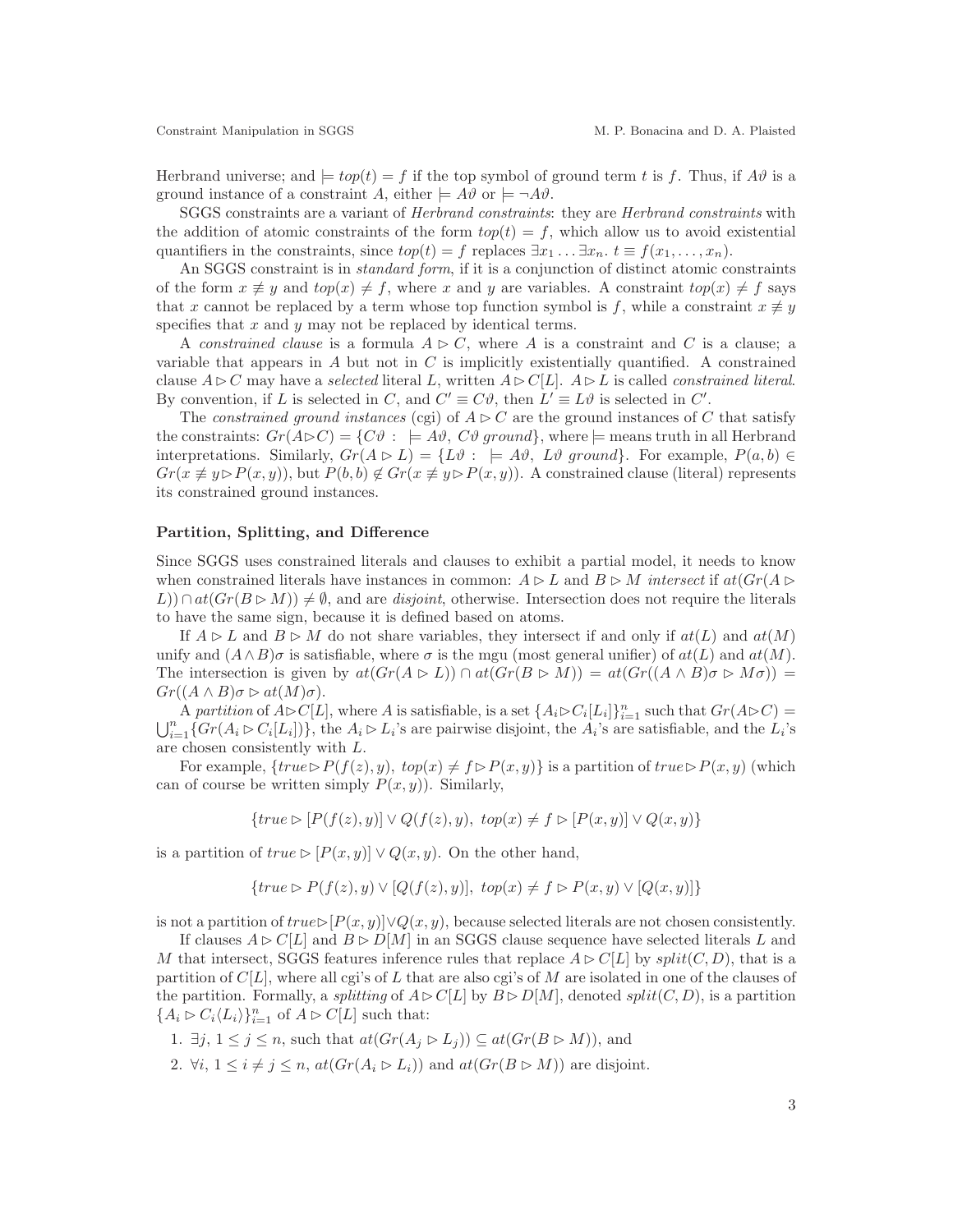Herbrand universe; and $\models top(t) = f$ if the top symbol of ground term $t$ is $f$. Thus, if $A\vartheta$ is a ground instance of a constraint $A$, either $\models A\vartheta$ or $\models \neg A\vartheta$.

SGGS constraints are a variant of *Herbrand constraints*: they are *Herbrand constraints* with the addition of atomic constraints of the form $top(t) = f$, which allow us to avoid existential quantifiers in the constraints, since $top(t) = f$ replaces $\exists x_1 \ldots \exists x_n.\ t \equiv f(x_1, \ldots, x_n)$.

An SGGS constraint is in *standard form*, if it is a conjunction of distinct atomic constraints of the form $x \not\equiv y$ and $top(x) \neq f$, where $x$ and $y$ are variables. A constraint $top(x) \neq f$ says that $x$ cannot be replaced by a term whose top function symbol is $f$, while a constraint $x \not\equiv y$ specifies that $x$ and $y$ may not be replaced by identical terms.

A *constrained clause* is a formula $A \rhd C$, where $A$ is a constraint and $C$ is a clause; a variable that appears in $A$ but not in $C$ is implicitly existentially quantified. A constrained clause $A \rhd C$ may have a *selected* literal $L$, written $A \rhd C[L]$. $A \rhd L$ is called *constrained literal*. By convention, if $L$ is selected in $C$, and $C' \equiv C\vartheta$, then $L' \equiv L\vartheta$ is selected in $C'$.

The *constrained ground instances* (cgi) of $A \rhd C$ are the ground instances of $C$ that satisfy the constraints: $Gr(A \rhd C) = \{C\vartheta :\ \models A\vartheta,\ C\vartheta\ ground\}$, where $\models$ means truth in all Herbrand interpretations. Similarly, $Gr(A \rhd L) = \{L\vartheta :\ \models A\vartheta,\ L\vartheta\ ground\}$. For example, $P(a, b) \in Gr(x \not\equiv y \rhd P(x, y))$, but $P(b, b) \notin Gr(x \not\equiv y \rhd P(x, y))$. A constrained clause (literal) represents its constrained ground instances.

### Partition, Splitting, and Difference

Since SGGS uses constrained literals and clauses to exhibit a partial model, it needs to know when constrained literals have instances in common: $A \rhd L$ and $B \rhd M$ *intersect* if $at(Gr(A \rhd L)) \cap at(Gr(B \rhd M)) \neq \emptyset$, and are *disjoint*, otherwise. Intersection does not require the literals to have the same sign, because it is defined based on atoms.

If $A \rhd L$ and $B \rhd M$ do not share variables, they intersect if and only if $at(L)$ and $at(M)$ unify and $(A \wedge B)\sigma$ is satisfiable, where $\sigma$ is the mgu (most general unifier) of $at(L)$ and $at(M)$. The intersection is given by $at(Gr(A \rhd L)) \cap at(Gr(B \rhd M)) = at(Gr((A \wedge B)\sigma \rhd M\sigma)) = Gr((A \wedge B)\sigma \rhd at(M)\sigma)$.

A *partition* of $A \rhd C[L]$, where $A$ is satisfiable, is a set $\{A_i \rhd C_i[L_i]\}_{i=1}^n$ such that $Gr(A \rhd C) = \bigcup_{i=1}^n \{Gr(A_i \rhd C_i[L_i])\}$, the $A_i \rhd L_i$'s are pairwise disjoint, the $A_i$'s are satisfiable, and the $L_i$'s are chosen consistently with $L$.

For example, $\{true \rhd P(f(z), y),\ top(x) \neq f \rhd P(x, y)\}$ is a partition of $true \rhd P(x, y)$ (which can of course be written simply $P(x, y)$). Similarly,

$$\{true \rhd [P(f(z), y)] \vee Q(f(z), y),\ top(x) \neq f \rhd [P(x, y)] \vee Q(x, y)\}$$

is a partition of $true \rhd [P(x, y)] \vee Q(x, y)$. On the other hand,

$$\{true \rhd P(f(z), y) \vee [Q(f(z), y)],\ top(x) \neq f \rhd P(x, y) \vee [Q(x, y)]\}$$

is not a partition of $true \rhd [P(x, y)] \vee Q(x, y)$, because selected literals are not chosen consistently.

If clauses $A \rhd C[L]$ and $B \rhd D[M]$ in an SGGS clause sequence have selected literals $L$ and $M$ that intersect, SGGS features inference rules that replace $A \rhd C[L]$ by $split(C, D)$, that is a partition of $C[L]$, where all cgi's of $L$ that are also cgi's of $M$ are isolated in one of the clauses of the partition. Formally, a *splitting* of $A \rhd C[L]$ by $B \rhd D[M]$, denoted $split(C, D)$, is a partition $\{A_i \rhd C_i\langle L_i\rangle\}_{i=1}^n$ of $A \rhd C[L]$ such that:

1. $\exists j,\ 1 \leq j \leq n$, such that $at(Gr(A_j \rhd L_j)) \subseteq at(Gr(B \rhd M))$, and
2. $\forall i,\ 1 \leq i \neq j \leq n$, $at(Gr(A_i \rhd L_i))$ and $at(Gr(B \rhd M))$ are disjoint.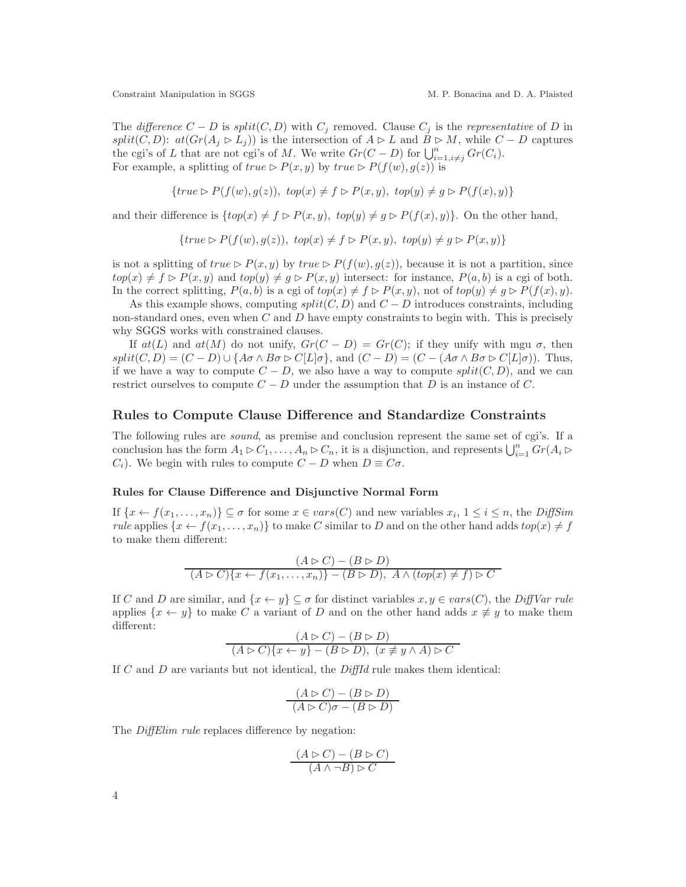The *difference* $C - D$ is $split(C, D)$ with $C_j$ removed. Clause $C_j$ is the *representative* of $D$ in $split(C, D)$: $at(Gr(A_j \rhd L_j))$ is the intersection of $A \rhd L$ and $B \rhd M$, while $C - D$ captures the cgi's of $L$ that are not cgi's of $M$. We write $Gr(C - D)$ for $\bigcup_{i=1, i\neq j}^{n} Gr(C_i)$.
For example, a splitting of $true \rhd P(x, y)$ by $true \rhd P(f(w), g(z))$ is

$$\{true \rhd P(f(w), g(z)),\ top(x) \neq f \rhd P(x, y),\ top(y) \neq g \rhd P(f(x), y)\}$$

and their difference is $\{top(x) \neq f \rhd P(x, y),\ top(y) \neq g \rhd P(f(x), y)\}$. On the other hand,

$$\{true \rhd P(f(w), g(z)),\ top(x) \neq f \rhd P(x, y),\ top(y) \neq g \rhd P(x, y)\}$$

is not a splitting of $true \rhd P(x, y)$ by $true \rhd P(f(w), g(z))$, because it is not a partition, since $top(x) \neq f \rhd P(x, y)$ and $top(y) \neq g \rhd P(x, y)$ intersect: for instance, $P(a, b)$ is a cgi of both. In the correct splitting, $P(a, b)$ is a cgi of $top(x) \neq f \rhd P(x, y)$, not of $top(y) \neq g \rhd P(f(x), y)$.

As this example shows, computing $split(C, D)$ and $C - D$ introduces constraints, including non-standard ones, even when $C$ and $D$ have empty constraints to begin with. This is precisely why SGGS works with constrained clauses.

If $at(L)$ and $at(M)$ do not unify, $Gr(C - D) = Gr(C)$; if they unify with mgu $\sigma$, then $split(C, D) = (C - D) \cup \{A\sigma \wedge B\sigma \rhd C[L]\sigma\}$, and $(C - D) = (C - (A\sigma \wedge B\sigma \rhd C[L]\sigma))$. Thus, if we have a way to compute $C - D$, we also have a way to compute $split(C, D)$, and we can restrict ourselves to compute $C - D$ under the assumption that $D$ is an instance of $C$.

## Rules to Compute Clause Difference and Standardize Constraints

The following rules are *sound*, as premise and conclusion represent the same set of cgi's. If a conclusion has the form $A_1 \rhd C_1, \ldots, A_n \rhd C_n$, it is a disjunction, and represents $\bigcup_{i=1}^{n} Gr(A_i \rhd C_i)$. We begin with rules to compute $C - D$ when $D \equiv C\sigma$.

### Rules for Clause Difference and Disjunctive Normal Form

If $\{x \leftarrow f(x_1, \ldots, x_n)\} \subseteq \sigma$ for some $x \in vars(C)$ and new variables $x_i$, $1 \leq i \leq n$, the *DiffSim rule* applies $\{x \leftarrow f(x_1, \ldots, x_n)\}$ to make $C$ similar to $D$ and on the other hand adds $top(x) \neq f$ to make them different:

$$\frac{(A \rhd C) - (B \rhd D)}{(A \rhd C)\{x \leftarrow f(x_1, \ldots, x_n)\} - (B \rhd D),\ A \wedge (top(x) \neq f) \rhd C}$$

If $C$ and $D$ are similar, and $\{x \leftarrow y\} \subseteq \sigma$ for distinct variables $x, y \in vars(C)$, the *DiffVar rule* applies $\{x \leftarrow y\}$ to make $C$ a variant of $D$ and on the other hand adds $x \not\equiv y$ to make them different:

$$\frac{(A \rhd C) - (B \rhd D)}{(A \rhd C)\{x \leftarrow y\} - (B \rhd D),\ (x \not\equiv y \wedge A) \rhd C}$$

If $C$ and $D$ are variants but not identical, the *DiffId* rule makes them identical:

$$\frac{(A \rhd C) - (B \rhd D)}{(A \rhd C)\sigma - (B \rhd D)}$$

The *DiffElim rule* replaces difference by negation:

$$\frac{(A \rhd C) - (B \rhd C)}{(A \wedge \neg B) \rhd C}$$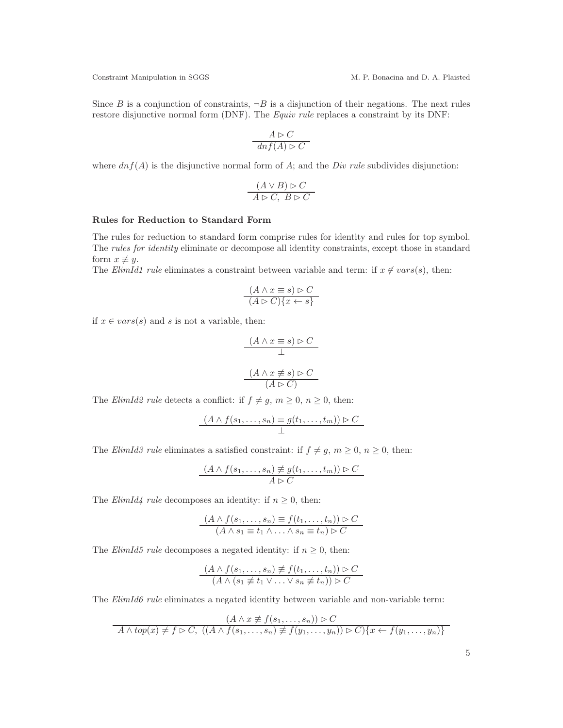Since $B$ is a conjunction of constraints, $\neg B$ is a disjunction of their negations. The next rules restore disjunctive normal form (DNF). The *Equiv rule* replaces a constraint by its DNF:

$$\frac{A \rhd C}{dnf(A) \rhd C}$$

where $dnf(A)$ is the disjunctive normal form of $A$; and the *Div rule* subdivides disjunction:

$$\frac{(A \vee B) \rhd C}{A \rhd C,\ B \rhd C}$$

**Rules for Reduction to Standard Form**

The rules for reduction to standard form comprise rules for identity and rules for top symbol. The *rules for identity* eliminate or decompose all identity constraints, except those in standard form $x \not\equiv y$.

The *ElimId1 rule* eliminates a constraint between variable and term: if $x \notin vars(s)$, then:

$$\frac{(A \wedge x \equiv s) \rhd C}{(A \rhd C)\{x \leftarrow s\}}$$

if $x \in vars(s)$ and $s$ is not a variable, then:

$$\frac{(A \wedge x \equiv s) \rhd C}{\bot}$$

$$\frac{(A \wedge x \not\equiv s) \rhd C}{(A \rhd C)}$$

The *ElimId2 rule* detects a conflict: if $f \neq g$, $m \geq 0$, $n \geq 0$, then:

$$\frac{(A \wedge f(s_1,\ldots,s_n) \equiv g(t_1,\ldots,t_m)) \rhd C}{\bot}$$

The *ElimId3 rule* eliminates a satisfied constraint: if $f \neq g$, $m \geq 0$, $n \geq 0$, then:

$$\frac{(A \wedge f(s_1,\ldots,s_n) \not\equiv g(t_1,\ldots,t_m)) \rhd C}{A \rhd C}$$

The *ElimId4 rule* decomposes an identity: if $n \geq 0$, then:

$$\frac{(A \wedge f(s_1,\ldots,s_n) \equiv f(t_1,\ldots,t_n)) \rhd C}{(A \wedge s_1 \equiv t_1 \wedge \ldots \wedge s_n \equiv t_n) \rhd C}$$

The *ElimId5 rule* decomposes a negated identity: if $n \geq 0$, then:

$$\frac{(A \wedge f(s_1,\ldots,s_n) \not\equiv f(t_1,\ldots,t_n)) \rhd C}{(A \wedge (s_1 \not\equiv t_1 \vee \ldots \vee s_n \not\equiv t_n)) \rhd C}$$

The *ElimId6 rule* eliminates a negated identity between variable and non-variable term:

$$\frac{(A \wedge x \not\equiv f(s_1,\ldots,s_n)) \rhd C}{A \wedge top(x) \neq f \rhd C,\ \ ((A \wedge f(s_1,\ldots,s_n) \not\equiv f(y_1,\ldots,y_n)) \rhd C)\{x \leftarrow f(y_1,\ldots,y_n)\}}$$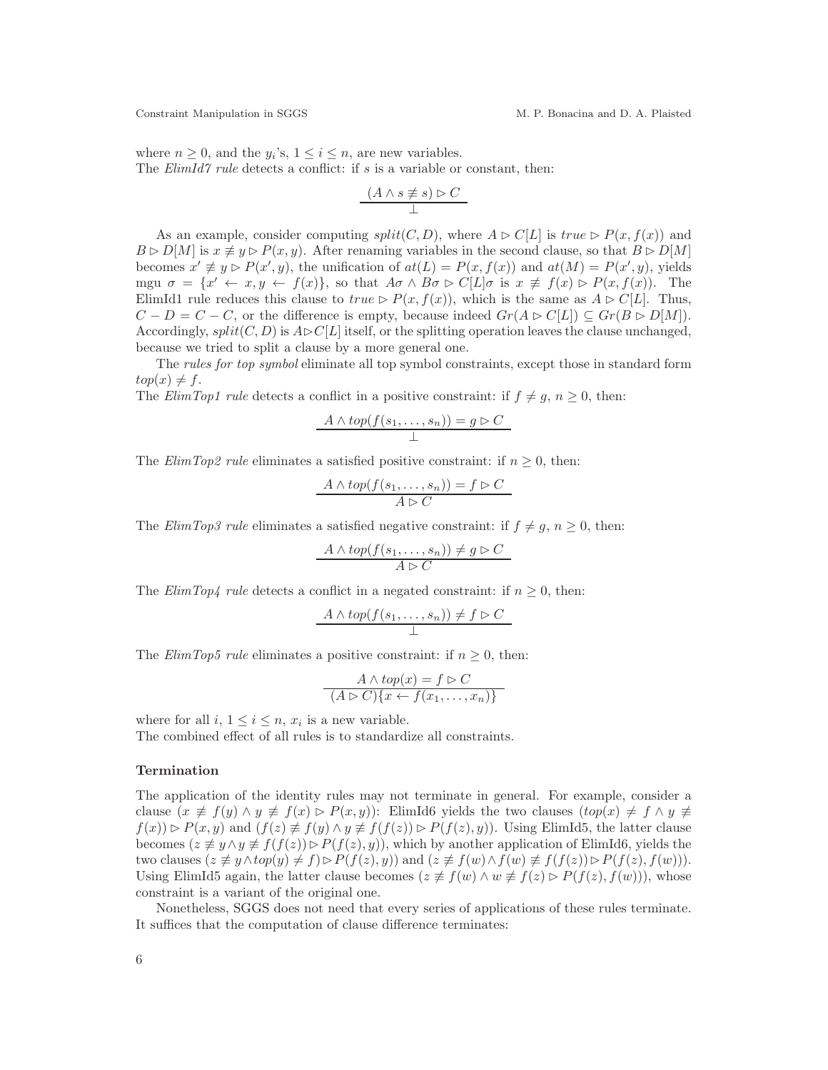where $n \geq 0$, and the $y_i$'s, $1 \leq i \leq n$, are new variables.
The *ElimId7 rule* detects a conflict: if $s$ is a variable or constant, then:

$$\frac{(A \wedge s \not\equiv s) \rhd C}{\bot}$$

As an example, consider computing $split(C, D)$, where $A \rhd C[L]$ is $true \rhd P(x, f(x))$ and $B \rhd D[M]$ is $x \not\equiv y \rhd P(x, y)$. After renaming variables in the second clause, so that $B \rhd D[M]$ becomes $x' \not\equiv y \rhd P(x', y)$, the unification of $at(L) = P(x, f(x))$ and $at(M) = P(x', y)$, yields mgu $\sigma = \{x' \leftarrow x, y \leftarrow f(x)\}$, so that $A\sigma \wedge B\sigma \rhd C[L]\sigma$ is $x \not\equiv f(x) \rhd P(x, f(x))$. The ElimId1 rule reduces this clause to $true \rhd P(x, f(x))$, which is the same as $A \rhd C[L]$. Thus, $C - D = C - C$, or the difference is empty, because indeed $Gr(A \rhd C[L]) \subseteq Gr(B \rhd D[M])$. Accordingly, $split(C, D)$ is $A \rhd C[L]$ itself, or the splitting operation leaves the clause unchanged, because we tried to split a clause by a more general one.

The *rules for top symbol* eliminate all top symbol constraints, except those in standard form $top(x) \neq f$.
The *ElimTop1 rule* detects a conflict in a positive constraint: if $f \neq g$, $n \geq 0$, then:

$$\frac{A \wedge top(f(s_1, \ldots, s_n)) = g \rhd C}{\bot}$$

The *ElimTop2 rule* eliminates a satisfied positive constraint: if $n \geq 0$, then:

$$\frac{A \wedge top(f(s_1, \ldots, s_n)) = f \rhd C}{A \rhd C}$$

The *ElimTop3 rule* eliminates a satisfied negative constraint: if $f \neq g$, $n \geq 0$, then:

$$\frac{A \wedge top(f(s_1, \ldots, s_n)) \neq g \rhd C}{A \rhd C}$$

The *ElimTop4 rule* detects a conflict in a negated constraint: if $n \geq 0$, then:

$$\frac{A \wedge top(f(s_1, \ldots, s_n)) \neq f \rhd C}{\bot}$$

The *ElimTop5 rule* eliminates a positive constraint: if $n \geq 0$, then:

$$\frac{A \wedge top(x) = f \rhd C}{(A \rhd C)\{x \leftarrow f(x_1, \ldots, x_n)\}}$$

where for all $i$, $1 \leq i \leq n$, $x_i$ is a new variable.
The combined effect of all rules is to standardize all constraints.

### Termination

The application of the identity rules may not terminate in general. For example, consider a clause $(x \not\equiv f(y) \wedge y \not\equiv f(x) \rhd P(x, y))$: ElimId6 yields the two clauses $(top(x) \neq f \wedge y \not\equiv f(x)) \rhd P(x, y)$ and $(f(z) \not\equiv f(y) \wedge y \not\equiv f(f(z)) \rhd P(f(z), y))$. Using ElimId5, the latter clause becomes $(z \not\equiv y \wedge y \not\equiv f(f(z)) \rhd P(f(z), y))$, which by another application of ElimId6, yields the two clauses $(z \not\equiv y \wedge top(y) \neq f) \rhd P(f(z), y))$ and $(z \not\equiv f(w) \wedge f(w) \not\equiv f(f(z)) \rhd P(f(z), f(w)))$. Using ElimId5 again, the latter clause becomes $(z \not\equiv f(w) \wedge w \not\equiv f(z) \rhd P(f(z), f(w)))$, whose constraint is a variant of the original one.

Nonetheless, SGGS does not need that every series of applications of these rules terminate. It suffices that the computation of clause difference terminates: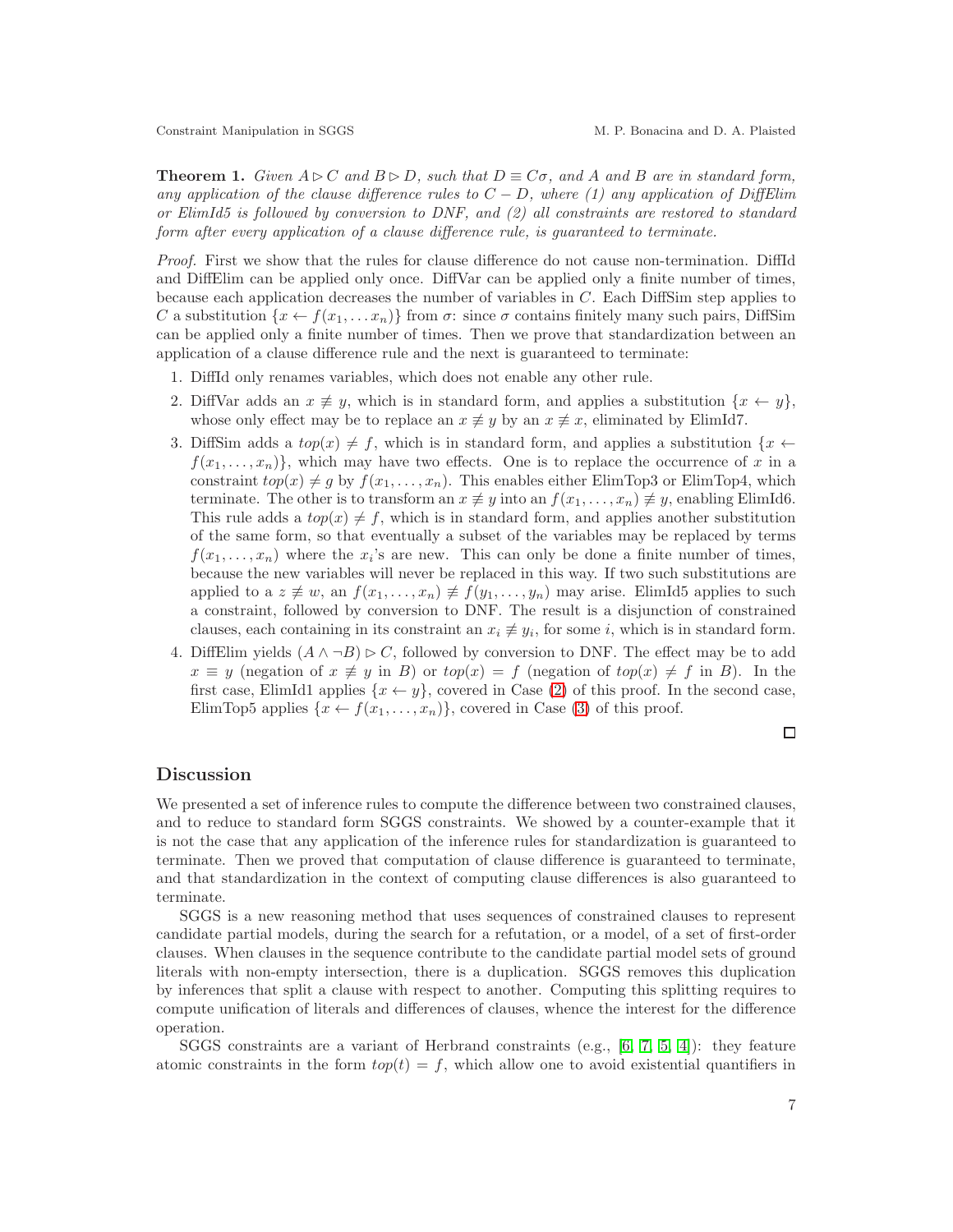**Theorem 1.** *Given $A \rhd C$ and $B \rhd D$, such that $D \equiv C\sigma$, and $A$ and $B$ are in standard form, any application of the clause difference rules to $C - D$, where (1) any application of DiffElim or ElimId5 is followed by conversion to DNF, and (2) all constraints are restored to standard form after every application of a clause difference rule, is guaranteed to terminate.*

*Proof.* First we show that the rules for clause difference do not cause non-termination. DiffId and DiffElim can be applied only once. DiffVar can be applied only a finite number of times, because each application decreases the number of variables in $C$. Each DiffSim step applies to $C$ a substitution $\{x \leftarrow f(x_1, \ldots x_n)\}$ from $\sigma$: since $\sigma$ contains finitely many such pairs, DiffSim can be applied only a finite number of times. Then we prove that standardization between an application of a clause difference rule and the next is guaranteed to terminate:

1. DiffId only renames variables, which does not enable any other rule.
2. DiffVar adds an $x \not\equiv y$, which is in standard form, and applies a substitution $\{x \leftarrow y\}$, whose only effect may be to replace an $x \not\equiv y$ by an $x \not\equiv x$, eliminated by ElimId7.
3. DiffSim adds a $top(x) \neq f$, which is in standard form, and applies a substitution $\{x \leftarrow f(x_1, \ldots, x_n)\}$, which may have two effects. One is to replace the occurrence of $x$ in a constraint $top(x) \neq g$ by $f(x_1, \ldots, x_n)$. This enables either ElimTop3 or ElimTop4, which terminate. The other is to transform an $x \not\equiv y$ into an $f(x_1, \ldots, x_n) \not\equiv y$, enabling ElimId6. This rule adds a $top(x) \neq f$, which is in standard form, and applies another substitution of the same form, so that eventually a subset of the variables may be replaced by terms $f(x_1, \ldots, x_n)$ where the $x_i$'s are new. This can only be done a finite number of times, because the new variables will never be replaced in this way. If two such substitutions are applied to a $z \not\equiv w$, an $f(x_1, \ldots, x_n) \not\equiv f(y_1, \ldots, y_n)$ may arise. ElimId5 applies to such a constraint, followed by conversion to DNF. The result is a disjunction of constrained clauses, each containing in its constraint an $x_i \not\equiv y_i$, for some $i$, which is in standard form.
4. DiffElim yields $(A \wedge \neg B) \rhd C$, followed by conversion to DNF. The effect may be to add $x \equiv y$ (negation of $x \not\equiv y$ in $B$) or $top(x) = f$ (negation of $top(x) \neq f$ in $B$). In the first case, ElimId1 applies $\{x \leftarrow y\}$, covered in Case (2) of this proof. In the second case, ElimTop5 applies $\{x \leftarrow f(x_1, \ldots, x_n)\}$, covered in Case (3) of this proof.

□

## Discussion

We presented a set of inference rules to compute the difference between two constrained clauses, and to reduce to standard form SGGS constraints. We showed by a counter-example that it is not the case that any application of the inference rules for standardization is guaranteed to terminate. Then we proved that computation of clause difference is guaranteed to terminate, and that standardization in the context of computing clause differences is also guaranteed to terminate.

SGGS is a new reasoning method that uses sequences of constrained clauses to represent candidate partial models, during the search for a refutation, or a model, of a set of first-order clauses. When clauses in the sequence contribute to the candidate partial model sets of ground literals with non-empty intersection, there is a duplication. SGGS removes this duplication by inferences that split a clause with respect to another. Computing this splitting requires to compute unification of literals and differences of clauses, whence the interest for the difference operation.

SGGS constraints are a variant of Herbrand constraints (e.g., [6, 7, 5, 4]): they feature atomic constraints in the form $top(t) = f$, which allow one to avoid existential quantifiers in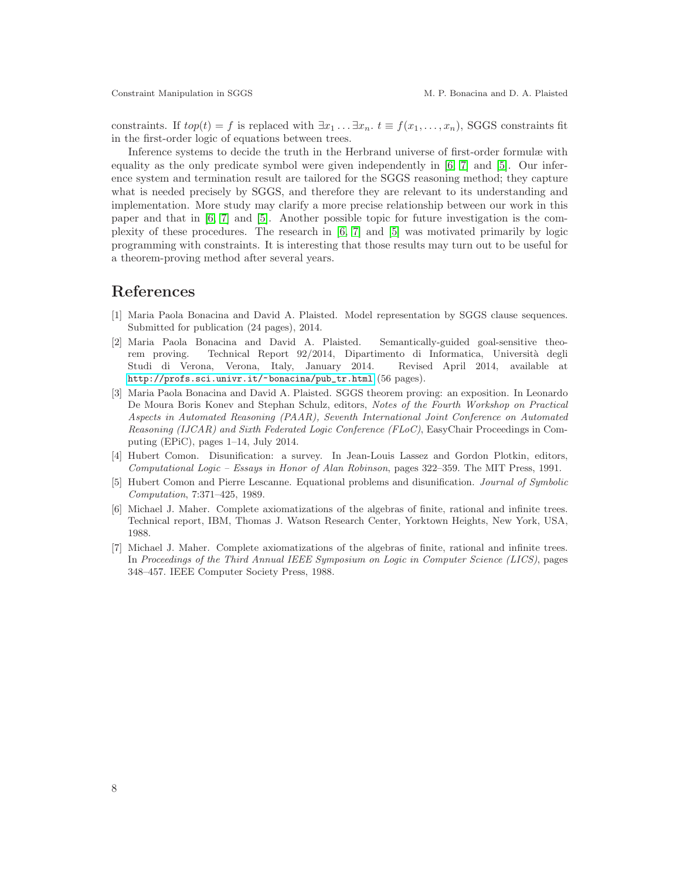constraints. If $top(t) = f$ is replaced with $\exists x_1 \ldots \exists x_n.\ t \equiv f(x_1, \ldots, x_n)$, SGGS constraints fit in the first-order logic of equations between trees.

Inference systems to decide the truth in the Herbrand universe of first-order formulæ with equality as the only predicate symbol were given independently in [6, 7] and [5]. Our inference system and termination result are tailored for the SGGS reasoning method; they capture what is needed precisely by SGGS, and therefore they are relevant to its understanding and implementation. More study may clarify a more precise relationship between our work in this paper and that in [6, 7] and [5]. Another possible topic for future investigation is the complexity of these procedures. The research in [6, 7] and [5] was motivated primarily by logic programming with constraints. It is interesting that those results may turn out to be useful for a theorem-proving method after several years.

## References

[1] Maria Paola Bonacina and David A. Plaisted. Model representation by SGGS clause sequences. Submitted for publication (24 pages), 2014.

[2] Maria Paola Bonacina and David A. Plaisted. Semantically-guided goal-sensitive theorem proving. Technical Report 92/2014, Dipartimento di Informatica, Università degli Studi di Verona, Verona, Italy, January 2014. Revised April 2014, available at http://profs.sci.univr.it/~bonacina/pub_tr.html (56 pages).

[3] Maria Paola Bonacina and David A. Plaisted. SGGS theorem proving: an exposition. In Leonardo De Moura Boris Konev and Stephan Schulz, editors, *Notes of the Fourth Workshop on Practical Aspects in Automated Reasoning (PAAR), Seventh International Joint Conference on Automated Reasoning (IJCAR) and Sixth Federated Logic Conference (FLoC)*, EasyChair Proceedings in Computing (EPiC), pages 1–14, July 2014.

[4] Hubert Comon. Disunification: a survey. In Jean-Louis Lassez and Gordon Plotkin, editors, *Computational Logic – Essays in Honor of Alan Robinson*, pages 322–359. The MIT Press, 1991.

[5] Hubert Comon and Pierre Lescanne. Equational problems and disunification. *Journal of Symbolic Computation*, 7:371–425, 1989.

[6] Michael J. Maher. Complete axiomatizations of the algebras of finite, rational and infinite trees. Technical report, IBM, Thomas J. Watson Research Center, Yorktown Heights, New York, USA, 1988.

[7] Michael J. Maher. Complete axiomatizations of the algebras of finite, rational and infinite trees. In *Proceedings of the Third Annual IEEE Symposium on Logic in Computer Science (LICS)*, pages 348–457. IEEE Computer Society Press, 1988.